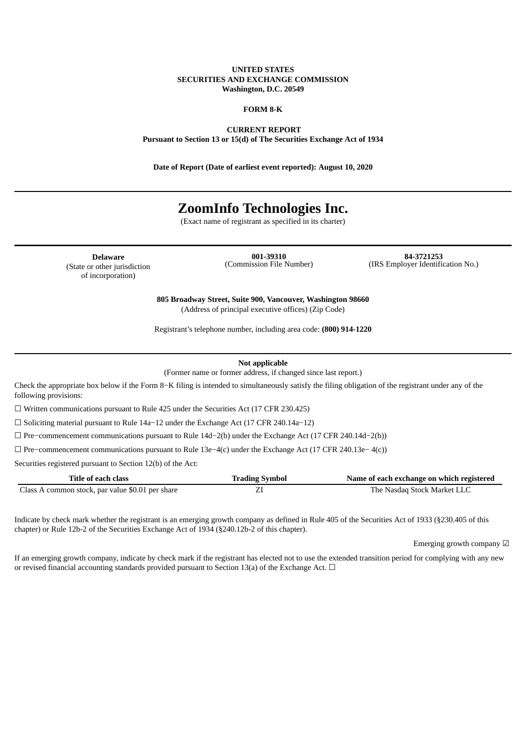**UNITED STATES**
**SECURITIES AND EXCHANGE COMMISSION**
**Washington, D.C. 20549**

**FORM 8-K**

**CURRENT REPORT**
**Pursuant to Section 13 or 15(d) of The Securities Exchange Act of 1934**

**Date of Report (Date of earliest event reported): August 10, 2020**

---

# ZoomInfo Technologies Inc.

(Exact name of registrant as specified in its charter)

---

| **Delaware** | **001-39310** | **84-3721253** |
|---|---|---|
| (State or other jurisdiction of incorporation) | (Commission File Number) | (IRS Employer Identification No.) |

**805 Broadway Street, Suite 900, Vancouver, Washington 98660**
(Address of principal executive offices) (Zip Code)

Registrant's telephone number, including area code: **(800) 914-1220**

---

**Not applicable**
(Former name or former address, if changed since last report.)

Check the appropriate box below if the Form 8−K filing is intended to simultaneously satisfy the filing obligation of the registrant under any of the following provisions:

☐ Written communications pursuant to Rule 425 under the Securities Act (17 CFR 230.425)

☐ Soliciting material pursuant to Rule 14a−12 under the Exchange Act (17 CFR 240.14a−12)

☐ Pre−commencement communications pursuant to Rule 14d−2(b) under the Exchange Act (17 CFR 240.14d−2(b))

☐ Pre−commencement communications pursuant to Rule 13e−4(c) under the Exchange Act (17 CFR 240.13e− 4(c))

Securities registered pursuant to Section 12(b) of the Act:

| Title of each class | Trading Symbol | Name of each exchange on which registered |
|---|---|---|
| Class A common stock, par value $0.01 per share | ZI | The Nasdaq Stock Market LLC |

Indicate by check mark whether the registrant is an emerging growth company as defined in Rule 405 of the Securities Act of 1933 (§230.405 of this chapter) or Rule 12b-2 of the Securities Exchange Act of 1934 (§240.12b-2 of this chapter).

Emerging growth company ☑

If an emerging growth company, indicate by check mark if the registrant has elected not to use the extended transition period for complying with any new or revised financial accounting standards provided pursuant to Section 13(a) of the Exchange Act. ☐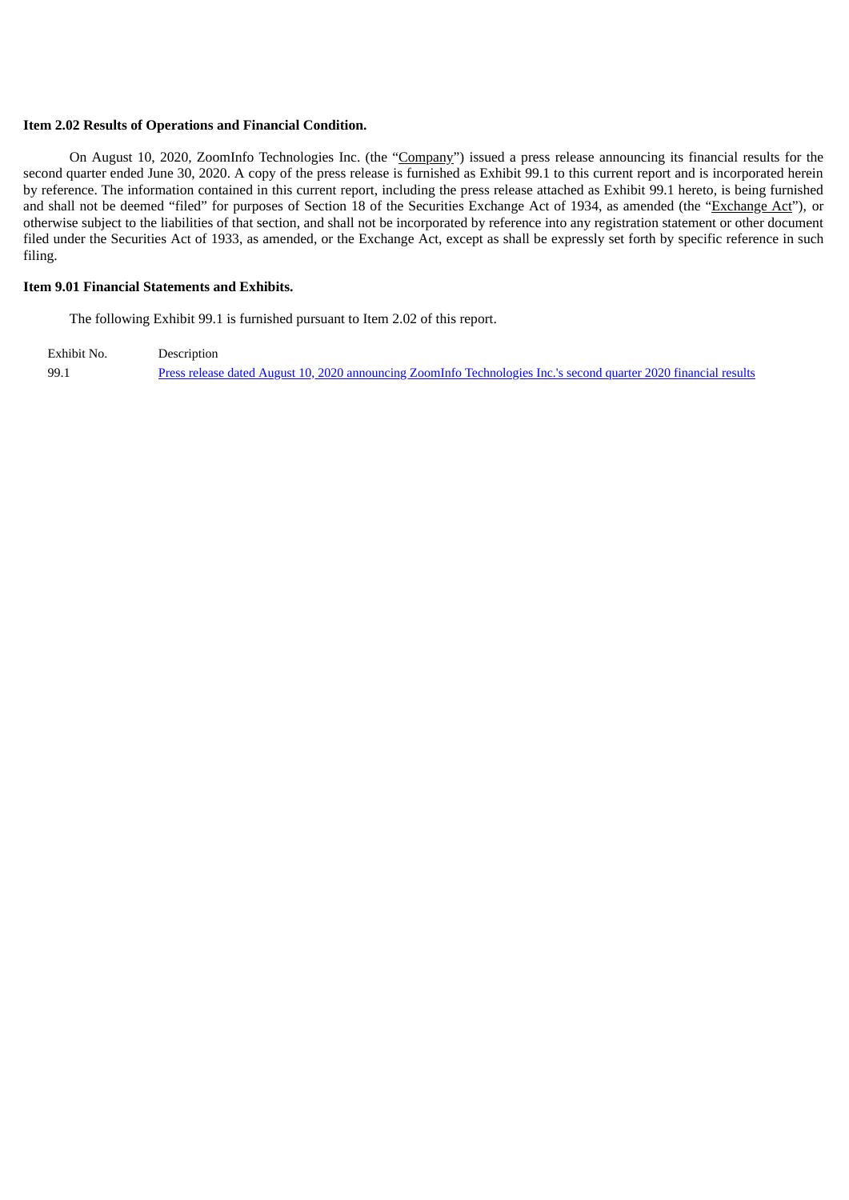**Item 2.02 Results of Operations and Financial Condition.**

On August 10, 2020, ZoomInfo Technologies Inc. (the "Company") issued a press release announcing its financial results for the second quarter ended June 30, 2020. A copy of the press release is furnished as Exhibit 99.1 to this current report and is incorporated herein by reference. The information contained in this current report, including the press release attached as Exhibit 99.1 hereto, is being furnished and shall not be deemed "filed" for purposes of Section 18 of the Securities Exchange Act of 1934, as amended (the "Exchange Act"), or otherwise subject to the liabilities of that section, and shall not be incorporated by reference into any registration statement or other document filed under the Securities Act of 1933, as amended, or the Exchange Act, except as shall be expressly set forth by specific reference in such filing.

**Item 9.01 Financial Statements and Exhibits.**

The following Exhibit 99.1 is furnished pursuant to Item 2.02 of this report.

| Exhibit No. | Description |
| --- | --- |
| 99.1 | Press release dated August 10, 2020 announcing ZoomInfo Technologies Inc.'s second quarter 2020 financial results |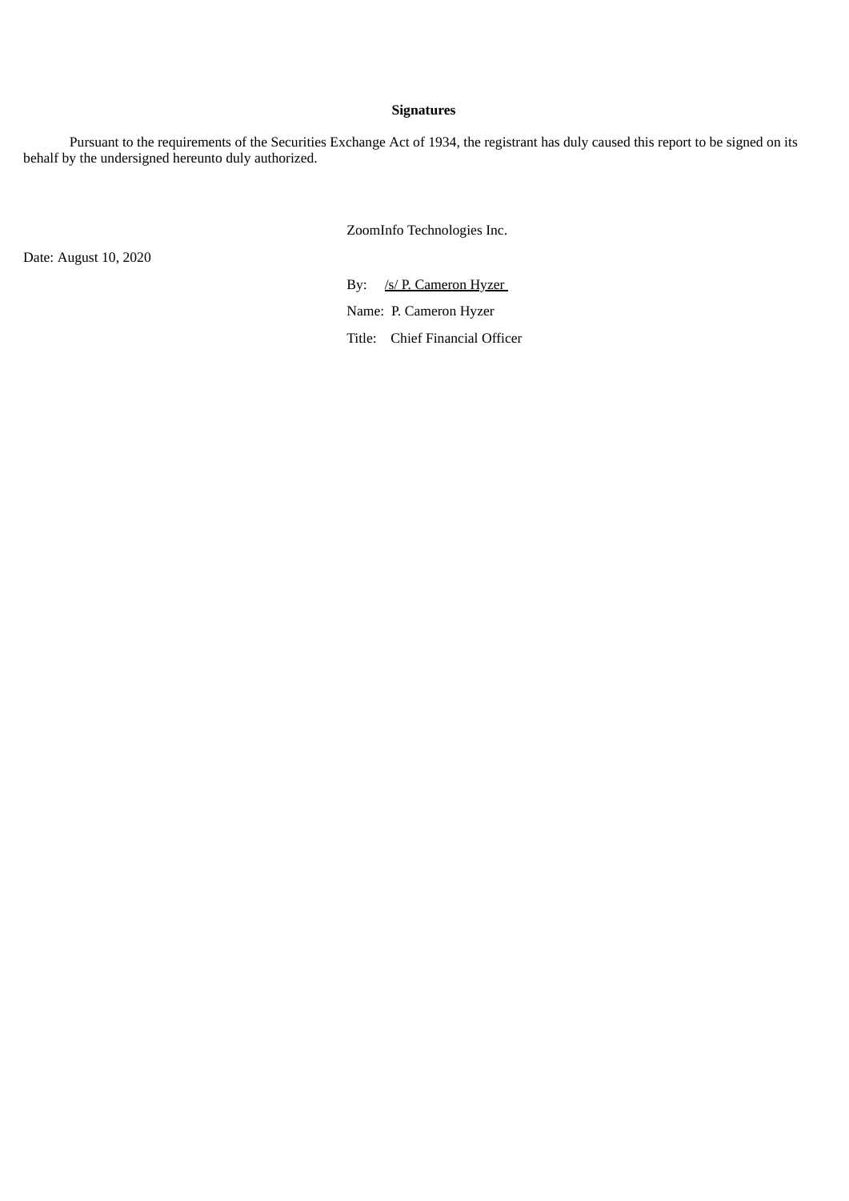**Signatures**

Pursuant to the requirements of the Securities Exchange Act of 1934, the registrant has duly caused this report to be signed on its behalf by the undersigned hereunto duly authorized.

ZoomInfo Technologies Inc.

Date: August 10, 2020

By: /s/ P. Cameron Hyzer

Name: P. Cameron Hyzer

Title: Chief Financial Officer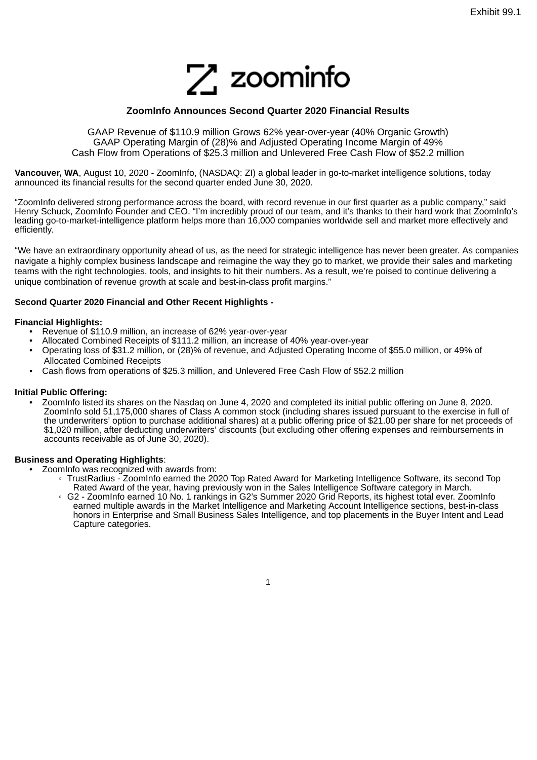Exhibit 99.1

zoominfo

# ZoomInfo Announces Second Quarter 2020 Financial Results

GAAP Revenue of $110.9 million Grows 62% year-over-year (40% Organic Growth)
GAAP Operating Margin of (28)% and Adjusted Operating Income Margin of 49%
Cash Flow from Operations of $25.3 million and Unlevered Free Cash Flow of $52.2 million

**Vancouver, WA**, August 10, 2020 - ZoomInfo, (NASDAQ: ZI) a global leader in go-to-market intelligence solutions, today announced its financial results for the second quarter ended June 30, 2020.

“ZoomInfo delivered strong performance across the board, with record revenue in our first quarter as a public company,” said Henry Schuck, ZoomInfo Founder and CEO. “I’m incredibly proud of our team, and it’s thanks to their hard work that ZoomInfo’s leading go-to-market-intelligence platform helps more than 16,000 companies worldwide sell and market more effectively and efficiently.

“We have an extraordinary opportunity ahead of us, as the need for strategic intelligence has never been greater. As companies navigate a highly complex business landscape and reimagine the way they go to market, we provide their sales and marketing teams with the right technologies, tools, and insights to hit their numbers. As a result, we’re poised to continue delivering a unique combination of revenue growth at scale and best-in-class profit margins.”

**Second Quarter 2020 Financial and Other Recent Highlights -**

**Financial Highlights:**

- Revenue of $110.9 million, an increase of 62% year-over-year
- Allocated Combined Receipts of $111.2 million, an increase of 40% year-over-year
- Operating loss of $31.2 million, or (28)% of revenue, and Adjusted Operating Income of $55.0 million, or 49% of Allocated Combined Receipts
- Cash flows from operations of $25.3 million, and Unlevered Free Cash Flow of $52.2 million

**Initial Public Offering:**

- ZoomInfo listed its shares on the Nasdaq on June 4, 2020 and completed its initial public offering on June 8, 2020. ZoomInfo sold 51,175,000 shares of Class A common stock (including shares issued pursuant to the exercise in full of the underwriters’ option to purchase additional shares) at a public offering price of $21.00 per share for net proceeds of $1,020 million, after deducting underwriters’ discounts (but excluding other offering expenses and reimbursements in accounts receivable as of June 30, 2020).

**Business and Operating Highlights**:

- ZoomInfo was recognized with awards from:
  - TrustRadius - ZoomInfo earned the 2020 Top Rated Award for Marketing Intelligence Software, its second Top Rated Award of the year, having previously won in the Sales Intelligence Software category in March.
  - G2 - ZoomInfo earned 10 No. 1 rankings in G2’s Summer 2020 Grid Reports, its highest total ever. ZoomInfo earned multiple awards in the Market Intelligence and Marketing Account Intelligence sections, best-in-class honors in Enterprise and Small Business Sales Intelligence, and top placements in the Buyer Intent and Lead Capture categories.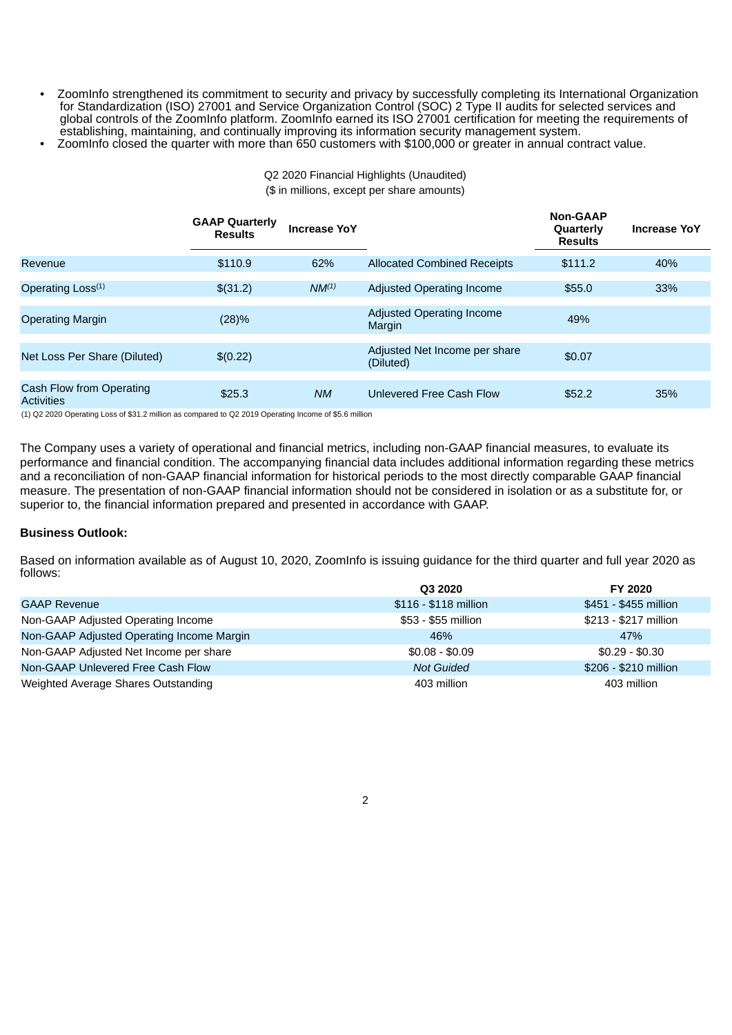- ZoomInfo strengthened its commitment to security and privacy by successfully completing its International Organization for Standardization (ISO) 27001 and Service Organization Control (SOC) 2 Type II audits for selected services and global controls of the ZoomInfo platform. ZoomInfo earned its ISO 27001 certification for meeting the requirements of establishing, maintaining, and continually improving its information security management system.
- ZoomInfo closed the quarter with more than 650 customers with $100,000 or greater in annual contract value.

Q2 2020 Financial Highlights (Unaudited)
($ in millions, except per share amounts)

| | GAAP Quarterly Results | Increase YoY | | Non-GAAP Quarterly Results | Increase YoY |
|---|---|---|---|---|---|
| Revenue | $110.9 | 62% | Allocated Combined Receipts | $111.2 | 40% |
| Operating Loss[1] | $(31.2) | *NM[1]* | Adjusted Operating Income | $55.0 | 33% |
| Operating Margin | (28)% | | Adjusted Operating Income Margin | 49% | |
| Net Loss Per Share (Diluted) | $(0.22) | | Adjusted Net Income per share (Diluted) | $0.07 | |
| Cash Flow from Operating Activities | $25.3 | *NM* | Unlevered Free Cash Flow | $52.2 | 35% |

(1) Q2 2020 Operating Loss of $31.2 million as compared to Q2 2019 Operating Income of $5.6 million

The Company uses a variety of operational and financial metrics, including non-GAAP financial measures, to evaluate its performance and financial condition. The accompanying financial data includes additional information regarding these metrics and a reconciliation of non-GAAP financial information for historical periods to the most directly comparable GAAP financial measure. The presentation of non-GAAP financial information should not be considered in isolation or as a substitute for, or superior to, the financial information prepared and presented in accordance with GAAP.

**Business Outlook:**

Based on information available as of August 10, 2020, ZoomInfo is issuing guidance for the third quarter and full year 2020 as follows:

| | Q3 2020 | FY 2020 |
|---|---|---|
| GAAP Revenue | $116 - $118 million | $451 - $455 million |
| Non-GAAP Adjusted Operating Income | $53 - $55 million | $213 - $217 million |
| Non-GAAP Adjusted Operating Income Margin | 46% | 47% |
| Non-GAAP Adjusted Net Income per share | $0.08 - $0.09 | $0.29 - $0.30 |
| Non-GAAP Unlevered Free Cash Flow | *Not Guided* | $206 - $210 million |
| Weighted Average Shares Outstanding | 403 million | 403 million |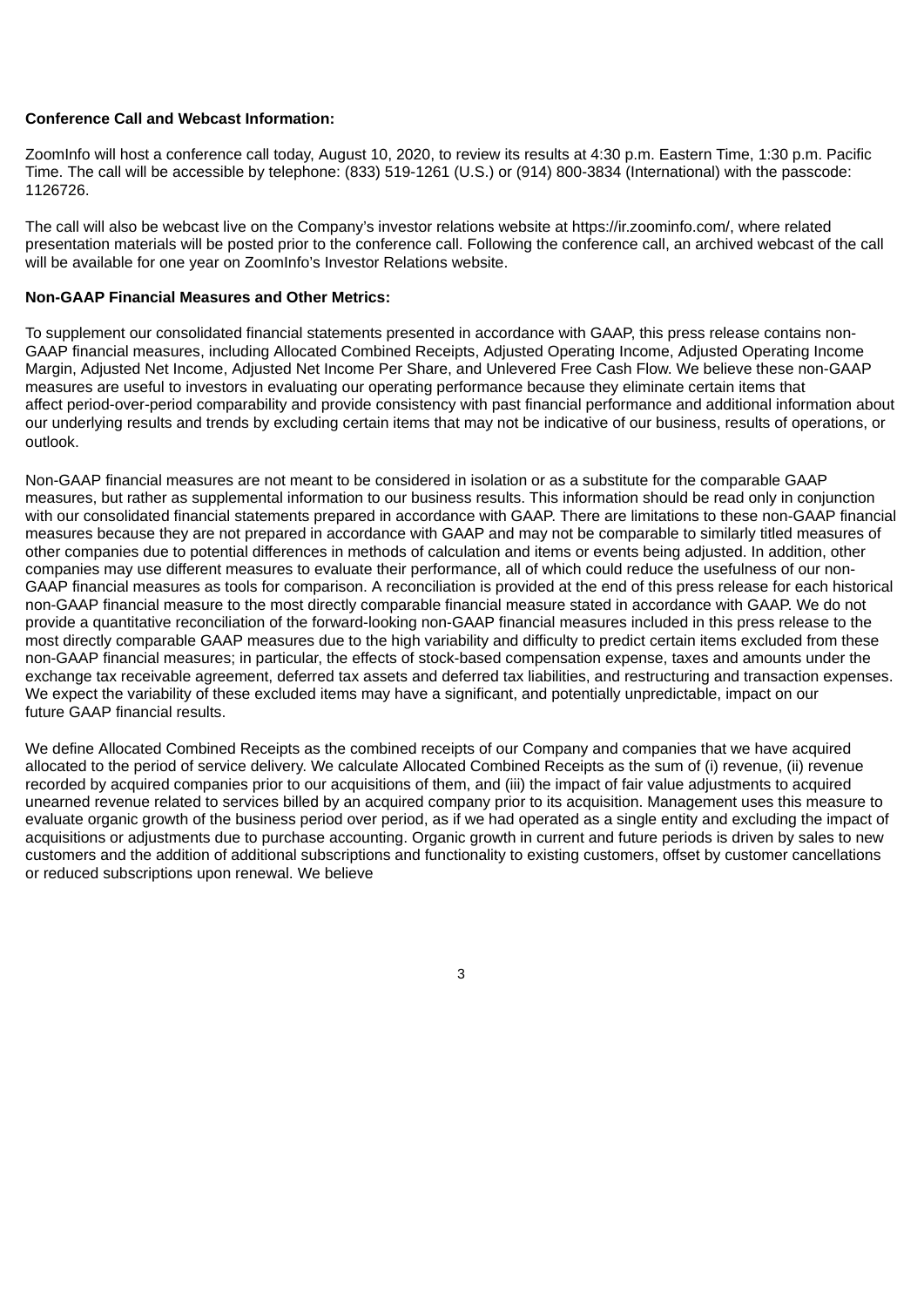**Conference Call and Webcast Information:**

ZoomInfo will host a conference call today, August 10, 2020, to review its results at 4:30 p.m. Eastern Time, 1:30 p.m. Pacific Time. The call will be accessible by telephone: (833) 519-1261 (U.S.) or (914) 800-3834 (International) with the passcode: 1126726.

The call will also be webcast live on the Company's investor relations website at https://ir.zoominfo.com/, where related presentation materials will be posted prior to the conference call. Following the conference call, an archived webcast of the call will be available for one year on ZoomInfo's Investor Relations website.

**Non-GAAP Financial Measures and Other Metrics:**

To supplement our consolidated financial statements presented in accordance with GAAP, this press release contains non-GAAP financial measures, including Allocated Combined Receipts, Adjusted Operating Income, Adjusted Operating Income Margin, Adjusted Net Income, Adjusted Net Income Per Share, and Unlevered Free Cash Flow. We believe these non-GAAP measures are useful to investors in evaluating our operating performance because they eliminate certain items that affect period-over-period comparability and provide consistency with past financial performance and additional information about our underlying results and trends by excluding certain items that may not be indicative of our business, results of operations, or outlook.

Non-GAAP financial measures are not meant to be considered in isolation or as a substitute for the comparable GAAP measures, but rather as supplemental information to our business results. This information should be read only in conjunction with our consolidated financial statements prepared in accordance with GAAP. There are limitations to these non-GAAP financial measures because they are not prepared in accordance with GAAP and may not be comparable to similarly titled measures of other companies due to potential differences in methods of calculation and items or events being adjusted. In addition, other companies may use different measures to evaluate their performance, all of which could reduce the usefulness of our non-GAAP financial measures as tools for comparison. A reconciliation is provided at the end of this press release for each historical non-GAAP financial measure to the most directly comparable financial measure stated in accordance with GAAP. We do not provide a quantitative reconciliation of the forward-looking non-GAAP financial measures included in this press release to the most directly comparable GAAP measures due to the high variability and difficulty to predict certain items excluded from these non-GAAP financial measures; in particular, the effects of stock-based compensation expense, taxes and amounts under the exchange tax receivable agreement, deferred tax assets and deferred tax liabilities, and restructuring and transaction expenses. We expect the variability of these excluded items may have a significant, and potentially unpredictable, impact on our future GAAP financial results.

We define Allocated Combined Receipts as the combined receipts of our Company and companies that we have acquired allocated to the period of service delivery. We calculate Allocated Combined Receipts as the sum of (i) revenue, (ii) revenue recorded by acquired companies prior to our acquisitions of them, and (iii) the impact of fair value adjustments to acquired unearned revenue related to services billed by an acquired company prior to its acquisition. Management uses this measure to evaluate organic growth of the business period over period, as if we had operated as a single entity and excluding the impact of acquisitions or adjustments due to purchase accounting. Organic growth in current and future periods is driven by sales to new customers and the addition of additional subscriptions and functionality to existing customers, offset by customer cancellations or reduced subscriptions upon renewal. We believe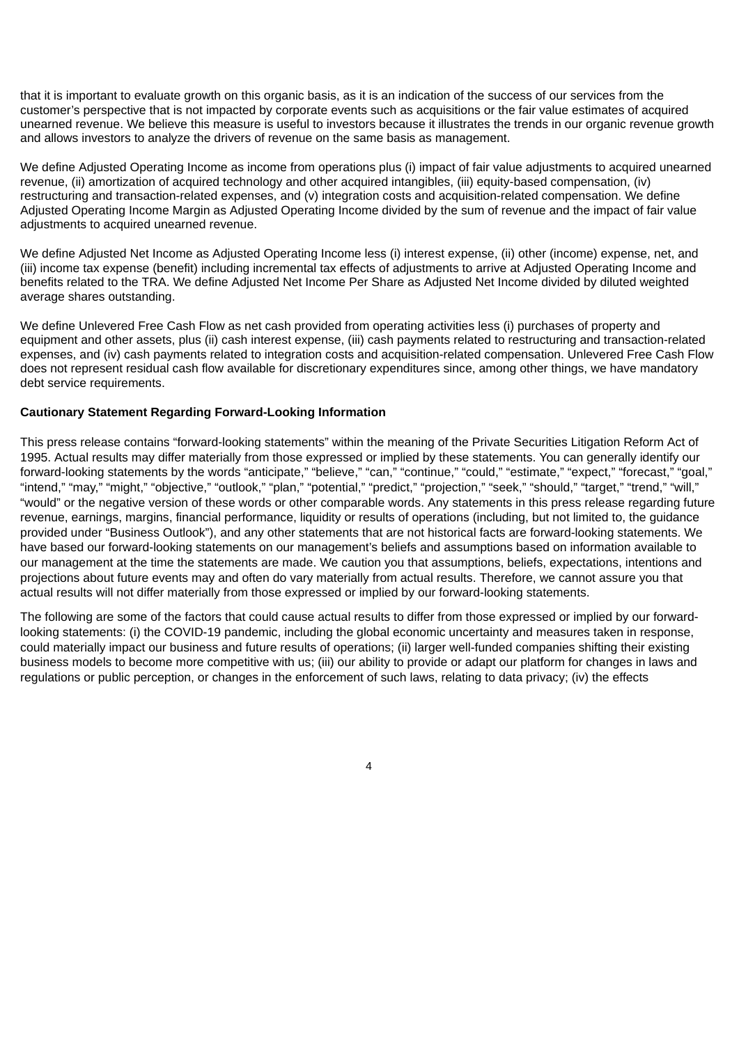that it is important to evaluate growth on this organic basis, as it is an indication of the success of our services from the customer's perspective that is not impacted by corporate events such as acquisitions or the fair value estimates of acquired unearned revenue. We believe this measure is useful to investors because it illustrates the trends in our organic revenue growth and allows investors to analyze the drivers of revenue on the same basis as management.

We define Adjusted Operating Income as income from operations plus (i) impact of fair value adjustments to acquired unearned revenue, (ii) amortization of acquired technology and other acquired intangibles, (iii) equity-based compensation, (iv) restructuring and transaction-related expenses, and (v) integration costs and acquisition-related compensation. We define Adjusted Operating Income Margin as Adjusted Operating Income divided by the sum of revenue and the impact of fair value adjustments to acquired unearned revenue.

We define Adjusted Net Income as Adjusted Operating Income less (i) interest expense, (ii) other (income) expense, net, and (iii) income tax expense (benefit) including incremental tax effects of adjustments to arrive at Adjusted Operating Income and benefits related to the TRA. We define Adjusted Net Income Per Share as Adjusted Net Income divided by diluted weighted average shares outstanding.

We define Unlevered Free Cash Flow as net cash provided from operating activities less (i) purchases of property and equipment and other assets, plus (ii) cash interest expense, (iii) cash payments related to restructuring and transaction-related expenses, and (iv) cash payments related to integration costs and acquisition-related compensation. Unlevered Free Cash Flow does not represent residual cash flow available for discretionary expenditures since, among other things, we have mandatory debt service requirements.

**Cautionary Statement Regarding Forward-Looking Information**

This press release contains "forward-looking statements" within the meaning of the Private Securities Litigation Reform Act of 1995. Actual results may differ materially from those expressed or implied by these statements. You can generally identify our forward-looking statements by the words "anticipate," "believe," "can," "continue," "could," "estimate," "expect," "forecast," "goal," "intend," "may," "might," "objective," "outlook," "plan," "potential," "predict," "projection," "seek," "should," "target," "trend," "will," "would" or the negative version of these words or other comparable words. Any statements in this press release regarding future revenue, earnings, margins, financial performance, liquidity or results of operations (including, but not limited to, the guidance provided under "Business Outlook"), and any other statements that are not historical facts are forward-looking statements. We have based our forward-looking statements on our management's beliefs and assumptions based on information available to our management at the time the statements are made. We caution you that assumptions, beliefs, expectations, intentions and projections about future events may and often do vary materially from actual results. Therefore, we cannot assure you that actual results will not differ materially from those expressed or implied by our forward-looking statements.

The following are some of the factors that could cause actual results to differ from those expressed or implied by our forward-looking statements: (i) the COVID-19 pandemic, including the global economic uncertainty and measures taken in response, could materially impact our business and future results of operations; (ii) larger well-funded companies shifting their existing business models to become more competitive with us; (iii) our ability to provide or adapt our platform for changes in laws and regulations or public perception, or changes in the enforcement of such laws, relating to data privacy; (iv) the effects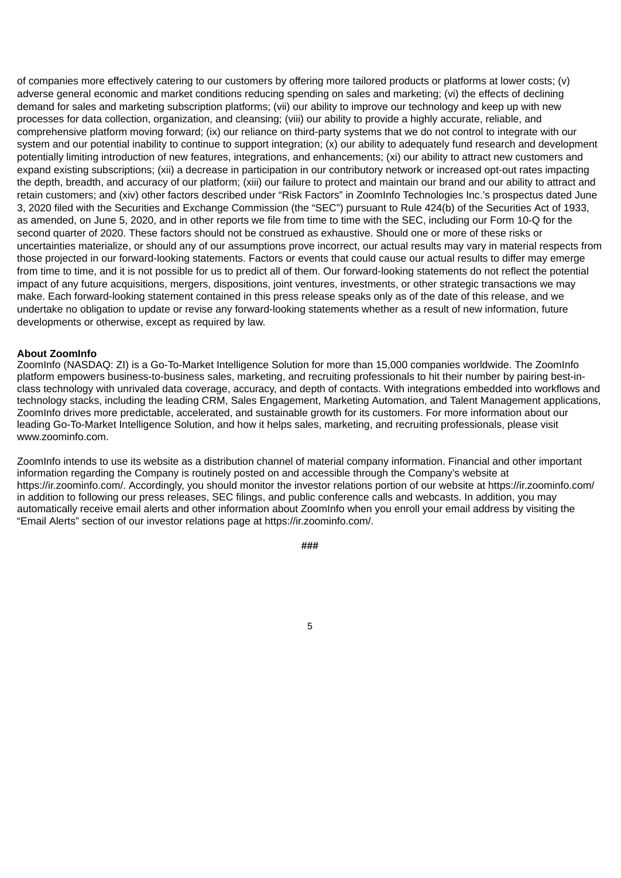of companies more effectively catering to our customers by offering more tailored products or platforms at lower costs; (v) adverse general economic and market conditions reducing spending on sales and marketing; (vi) the effects of declining demand for sales and marketing subscription platforms; (vii) our ability to improve our technology and keep up with new processes for data collection, organization, and cleansing; (viii) our ability to provide a highly accurate, reliable, and comprehensive platform moving forward; (ix) our reliance on third-party systems that we do not control to integrate with our system and our potential inability to continue to support integration; (x) our ability to adequately fund research and development potentially limiting introduction of new features, integrations, and enhancements; (xi) our ability to attract new customers and expand existing subscriptions; (xii) a decrease in participation in our contributory network or increased opt-out rates impacting the depth, breadth, and accuracy of our platform; (xiii) our failure to protect and maintain our brand and our ability to attract and retain customers; and (xiv) other factors described under "Risk Factors" in ZoomInfo Technologies Inc.'s prospectus dated June 3, 2020 filed with the Securities and Exchange Commission (the "SEC") pursuant to Rule 424(b) of the Securities Act of 1933, as amended, on June 5, 2020, and in other reports we file from time to time with the SEC, including our Form 10-Q for the second quarter of 2020. These factors should not be construed as exhaustive. Should one or more of these risks or uncertainties materialize, or should any of our assumptions prove incorrect, our actual results may vary in material respects from those projected in our forward-looking statements. Factors or events that could cause our actual results to differ may emerge from time to time, and it is not possible for us to predict all of them. Our forward-looking statements do not reflect the potential impact of any future acquisitions, mergers, dispositions, joint ventures, investments, or other strategic transactions we may make. Each forward-looking statement contained in this press release speaks only as of the date of this release, and we undertake no obligation to update or revise any forward-looking statements whether as a result of new information, future developments or otherwise, except as required by law.

**About ZoomInfo**

ZoomInfo (NASDAQ: ZI) is a Go-To-Market Intelligence Solution for more than 15,000 companies worldwide. The ZoomInfo platform empowers business-to-business sales, marketing, and recruiting professionals to hit their number by pairing best-in-class technology with unrivaled data coverage, accuracy, and depth of contacts. With integrations embedded into workflows and technology stacks, including the leading CRM, Sales Engagement, Marketing Automation, and Talent Management applications, ZoomInfo drives more predictable, accelerated, and sustainable growth for its customers. For more information about our leading Go-To-Market Intelligence Solution, and how it helps sales, marketing, and recruiting professionals, please visit www.zoominfo.com.

ZoomInfo intends to use its website as a distribution channel of material company information. Financial and other important information regarding the Company is routinely posted on and accessible through the Company's website at https://ir.zoominfo.com/. Accordingly, you should monitor the investor relations portion of our website at https://ir.zoominfo.com/ in addition to following our press releases, SEC filings, and public conference calls and webcasts. In addition, you may automatically receive email alerts and other information about ZoomInfo when you enroll your email address by visiting the "Email Alerts" section of our investor relations page at https://ir.zoominfo.com/.

###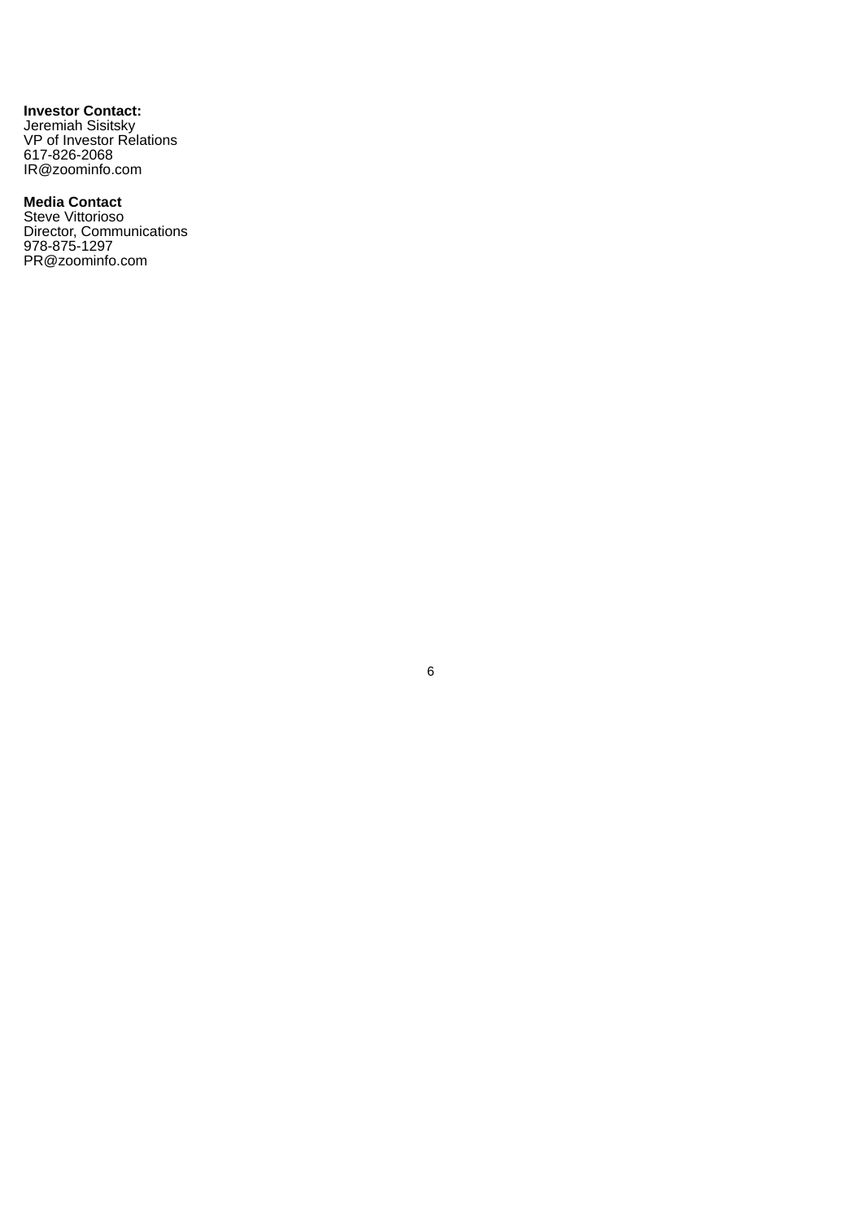**Investor Contact:**
Jeremiah Sisitsky
VP of Investor Relations
617-826-2068
IR@zoominfo.com

**Media Contact**
Steve Vittorioso
Director, Communications
978-875-1297
PR@zoominfo.com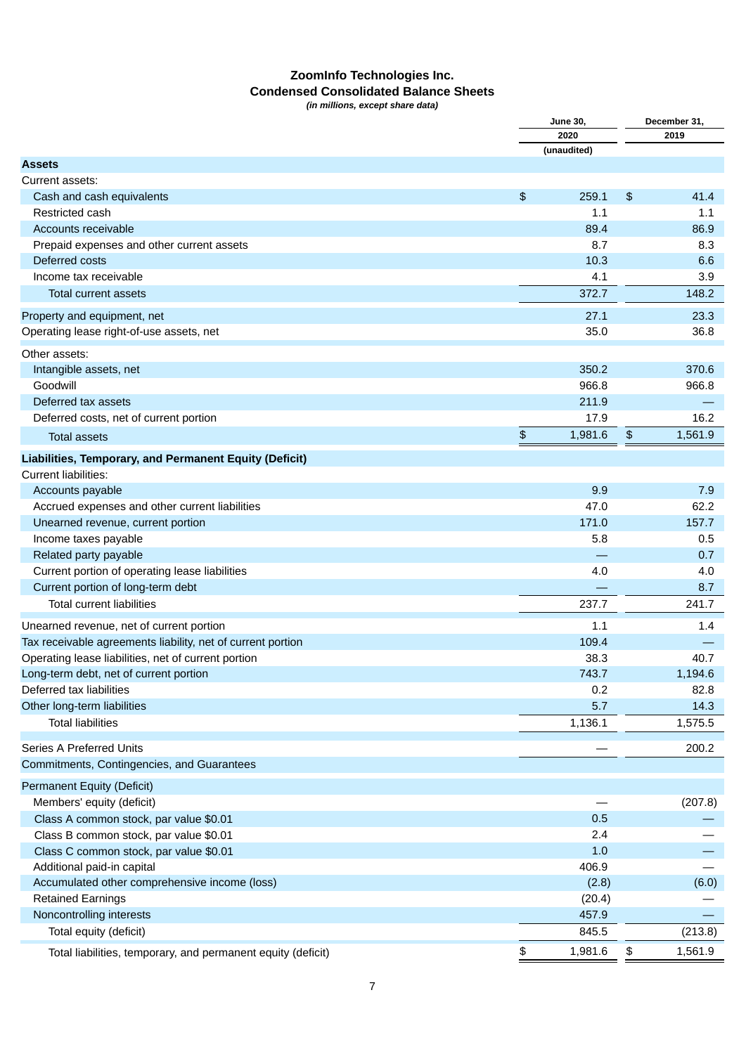# ZoomInfo Technologies Inc.
## Condensed Consolidated Balance Sheets
*(in millions, except share data)*

| | June 30, 2020 (unaudited) | December 31, 2019 |
|---|---|---|
| **Assets** | | |
| Current assets: | | |
| Cash and cash equivalents | $ 259.1 | $ 41.4 |
| Restricted cash | 1.1 | 1.1 |
| Accounts receivable | 89.4 | 86.9 |
| Prepaid expenses and other current assets | 8.7 | 8.3 |
| Deferred costs | 10.3 | 6.6 |
| Income tax receivable | 4.1 | 3.9 |
| Total current assets | 372.7 | 148.2 |
| Property and equipment, net | 27.1 | 23.3 |
| Operating lease right-of-use assets, net | 35.0 | 36.8 |
| Other assets: | | |
| Intangible assets, net | 350.2 | 370.6 |
| Goodwill | 966.8 | 966.8 |
| Deferred tax assets | 211.9 | — |
| Deferred costs, net of current portion | 17.9 | 16.2 |
| Total assets | $ 1,981.6 | $ 1,561.9 |
| **Liabilities, Temporary, and Permanent Equity (Deficit)** | | |
| Current liabilities: | | |
| Accounts payable | 9.9 | 7.9 |
| Accrued expenses and other current liabilities | 47.0 | 62.2 |
| Unearned revenue, current portion | 171.0 | 157.7 |
| Income taxes payable | 5.8 | 0.5 |
| Related party payable | — | 0.7 |
| Current portion of operating lease liabilities | 4.0 | 4.0 |
| Current portion of long-term debt | — | 8.7 |
| Total current liabilities | 237.7 | 241.7 |
| Unearned revenue, net of current portion | 1.1 | 1.4 |
| Tax receivable agreements liability, net of current portion | 109.4 | — |
| Operating lease liabilities, net of current portion | 38.3 | 40.7 |
| Long-term debt, net of current portion | 743.7 | 1,194.6 |
| Deferred tax liabilities | 0.2 | 82.8 |
| Other long-term liabilities | 5.7 | 14.3 |
| Total liabilities | 1,136.1 | 1,575.5 |
| Series A Preferred Units | — | 200.2 |
| Commitments, Contingencies, and Guarantees | | |
| Permanent Equity (Deficit) | | |
| Members' equity (deficit) | — | (207.8) |
| Class A common stock, par value $0.01 | 0.5 | — |
| Class B common stock, par value $0.01 | 2.4 | — |
| Class C common stock, par value $0.01 | 1.0 | — |
| Additional paid-in capital | 406.9 | — |
| Accumulated other comprehensive income (loss) | (2.8) | (6.0) |
| Retained Earnings | (20.4) | — |
| Noncontrolling interests | 457.9 | — |
| Total equity (deficit) | 845.5 | (213.8) |
| Total liabilities, temporary, and permanent equity (deficit) | $ 1,981.6 | $ 1,561.9 |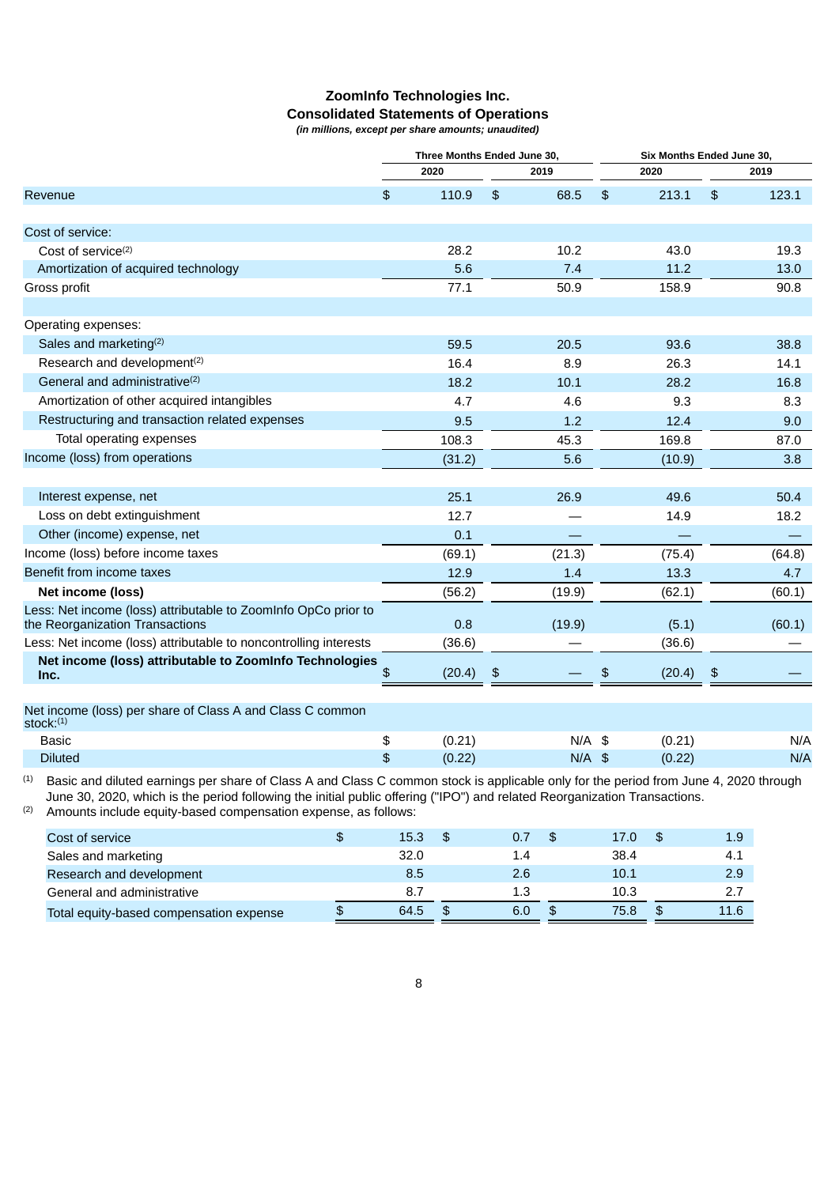# ZoomInfo Technologies Inc.
## Consolidated Statements of Operations
*(in millions, except per share amounts; unaudited)*

| | Three Months Ended June 30, | | Six Months Ended June 30, | |
|---|---|---|---|---|
| | 2020 | 2019 | 2020 | 2019 |
| Revenue | $ 110.9 | $ 68.5 | $ 213.1 | $ 123.1 |
| Cost of service: | | | | |
| Cost of service[2] | 28.2 | 10.2 | 43.0 | 19.3 |
| Amortization of acquired technology | 5.6 | 7.4 | 11.2 | 13.0 |
| Gross profit | 77.1 | 50.9 | 158.9 | 90.8 |
| Operating expenses: | | | | |
| Sales and marketing[2] | 59.5 | 20.5 | 93.6 | 38.8 |
| Research and development[2] | 16.4 | 8.9 | 26.3 | 14.1 |
| General and administrative[2] | 18.2 | 10.1 | 28.2 | 16.8 |
| Amortization of other acquired intangibles | 4.7 | 4.6 | 9.3 | 8.3 |
| Restructuring and transaction related expenses | 9.5 | 1.2 | 12.4 | 9.0 |
| Total operating expenses | 108.3 | 45.3 | 169.8 | 87.0 |
| Income (loss) from operations | (31.2) | 5.6 | (10.9) | 3.8 |
| Interest expense, net | 25.1 | 26.9 | 49.6 | 50.4 |
| Loss on debt extinguishment | 12.7 | — | 14.9 | 18.2 |
| Other (income) expense, net | 0.1 | — | — | — |
| Income (loss) before income taxes | (69.1) | (21.3) | (75.4) | (64.8) |
| Benefit from income taxes | 12.9 | 1.4 | 13.3 | 4.7 |
| **Net income (loss)** | (56.2) | (19.9) | (62.1) | (60.1) |
| Less: Net income (loss) attributable to ZoomInfo OpCo prior to the Reorganization Transactions | 0.8 | (19.9) | (5.1) | (60.1) |
| Less: Net income (loss) attributable to noncontrolling interests | (36.6) | — | (36.6) | — |
| **Net income (loss) attributable to ZoomInfo Technologies Inc.** | $ (20.4) | $ — | $ (20.4) | $ — |
| Net income (loss) per share of Class A and Class C common stock:[1] | | | | |
| Basic | $ (0.21) | N/A | $ (0.21) | N/A |
| Diluted | $ (0.22) | N/A | $ (0.22) | N/A |

[1] Basic and diluted earnings per share of Class A and Class C common stock is applicable only for the period from June 4, 2020 through June 30, 2020, which is the period following the initial public offering ("IPO") and related Reorganization Transactions.

[2] Amounts include equity-based compensation expense, as follows:

| | Three Months Ended June 30, 2020 | Three Months Ended June 30, 2019 | Six Months Ended June 30, 2020 | Six Months Ended June 30, 2019 |
|---|---|---|---|---|
| Cost of service | $ 15.3 | $ 0.7 | $ 17.0 | $ 1.9 |
| Sales and marketing | 32.0 | 1.4 | 38.4 | 4.1 |
| Research and development | 8.5 | 2.6 | 10.1 | 2.9 |
| General and administrative | 8.7 | 1.3 | 10.3 | 2.7 |
| Total equity-based compensation expense | $ 64.5 | $ 6.0 | $ 75.8 | $ 11.6 |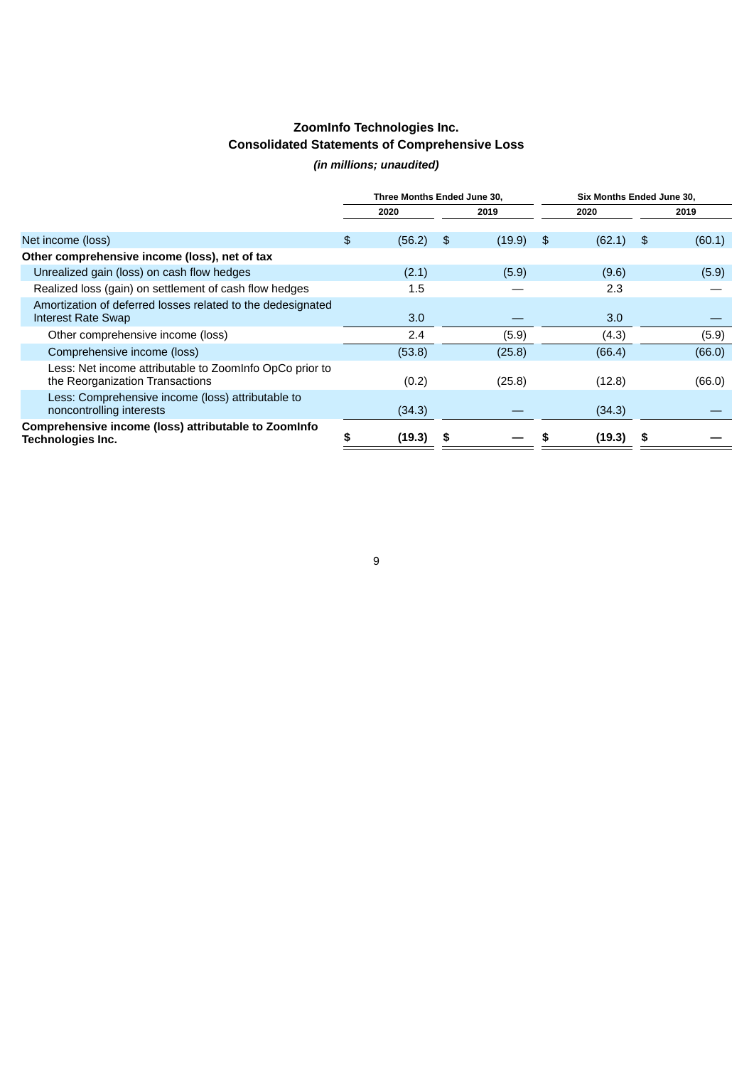## ZoomInfo Technologies Inc.
## Consolidated Statements of Comprehensive Loss

*(in millions; unaudited)*

| | Three Months Ended June 30, | | Six Months Ended June 30, | |
|---|---|---|---|---|
| | 2020 | 2019 | 2020 | 2019 |
| Net income (loss) | $ (56.2) | $ (19.9) | $ (62.1) | $ (60.1) |
| **Other comprehensive income (loss), net of tax** | | | | |
| Unrealized gain (loss) on cash flow hedges | (2.1) | (5.9) | (9.6) | (5.9) |
| Realized loss (gain) on settlement of cash flow hedges | 1.5 | — | 2.3 | — |
| Amortization of deferred losses related to the dedesignated Interest Rate Swap | 3.0 | — | 3.0 | — |
| Other comprehensive income (loss) | 2.4 | (5.9) | (4.3) | (5.9) |
| Comprehensive income (loss) | (53.8) | (25.8) | (66.4) | (66.0) |
| Less: Net income attributable to ZoomInfo OpCo prior to the Reorganization Transactions | (0.2) | (25.8) | (12.8) | (66.0) |
| Less: Comprehensive income (loss) attributable to noncontrolling interests | (34.3) | — | (34.3) | — |
| **Comprehensive income (loss) attributable to ZoomInfo Technologies Inc.** | **$ (19.3)** | **$ —** | **$ (19.3)** | **$ —** |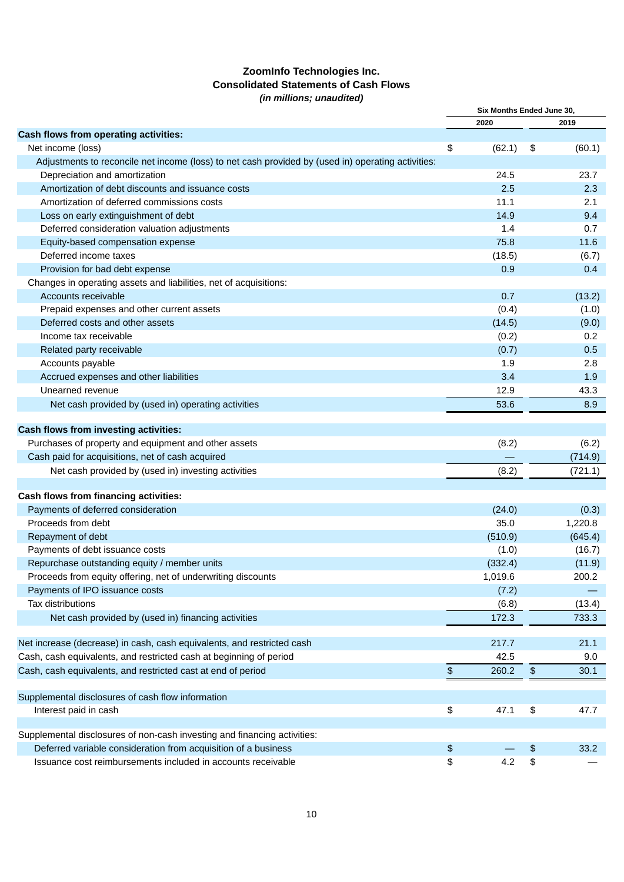**ZoomInfo Technologies Inc.**
**Consolidated Statements of Cash Flows**
***(in millions; unaudited)***

| | Six Months Ended June 30, | |
|---|---|---|
| | 2020 | 2019 |
| **Cash flows from operating activities:** | | |
| Net income (loss) | $ (62.1) | $ (60.1) |
| Adjustments to reconcile net income (loss) to net cash provided by (used in) operating activities: | | |
| Depreciation and amortization | 24.5 | 23.7 |
| Amortization of debt discounts and issuance costs | 2.5 | 2.3 |
| Amortization of deferred commissions costs | 11.1 | 2.1 |
| Loss on early extinguishment of debt | 14.9 | 9.4 |
| Deferred consideration valuation adjustments | 1.4 | 0.7 |
| Equity-based compensation expense | 75.8 | 11.6 |
| Deferred income taxes | (18.5) | (6.7) |
| Provision for bad debt expense | 0.9 | 0.4 |
| Changes in operating assets and liabilities, net of acquisitions: | | |
| Accounts receivable | 0.7 | (13.2) |
| Prepaid expenses and other current assets | (0.4) | (1.0) |
| Deferred costs and other assets | (14.5) | (9.0) |
| Income tax receivable | (0.2) | 0.2 |
| Related party receivable | (0.7) | 0.5 |
| Accounts payable | 1.9 | 2.8 |
| Accrued expenses and other liabilities | 3.4 | 1.9 |
| Unearned revenue | 12.9 | 43.3 |
| Net cash provided by (used in) operating activities | 53.6 | 8.9 |
| **Cash flows from investing activities:** | | |
| Purchases of property and equipment and other assets | (8.2) | (6.2) |
| Cash paid for acquisitions, net of cash acquired | — | (714.9) |
| Net cash provided by (used in) investing activities | (8.2) | (721.1) |
| **Cash flows from financing activities:** | | |
| Payments of deferred consideration | (24.0) | (0.3) |
| Proceeds from debt | 35.0 | 1,220.8 |
| Repayment of debt | (510.9) | (645.4) |
| Payments of debt issuance costs | (1.0) | (16.7) |
| Repurchase outstanding equity / member units | (332.4) | (11.9) |
| Proceeds from equity offering, net of underwriting discounts | 1,019.6 | 200.2 |
| Payments of IPO issuance costs | (7.2) | — |
| Tax distributions | (6.8) | (13.4) |
| Net cash provided by (used in) financing activities | 172.3 | 733.3 |
| Net increase (decrease) in cash, cash equivalents, and restricted cash | 217.7 | 21.1 |
| Cash, cash equivalents, and restricted cash at beginning of period | 42.5 | 9.0 |
| Cash, cash equivalents, and restricted cast at end of period | $ 260.2 | $ 30.1 |
| Supplemental disclosures of cash flow information | | |
| Interest paid in cash | $ 47.1 | $ 47.7 |
| Supplemental disclosures of non-cash investing and financing activities: | | |
| Deferred variable consideration from acquisition of a business | $ — | $ 33.2 |
| Issuance cost reimbursements included in accounts receivable | $ 4.2 | $ — |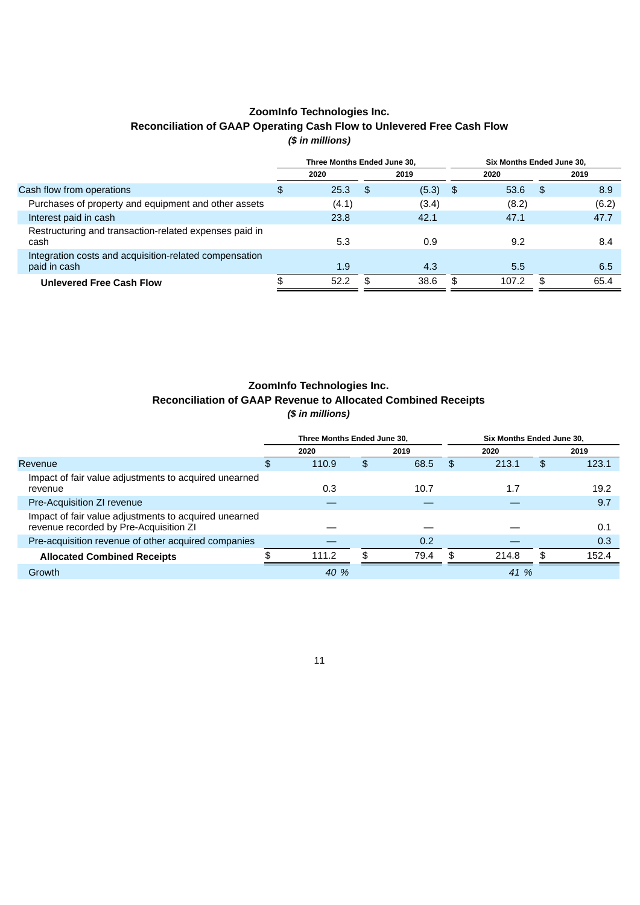## ZoomInfo Technologies Inc.
## Reconciliation of GAAP Operating Cash Flow to Unlevered Free Cash Flow
***($ in millions)***

| | Three Months Ended June 30, | | Six Months Ended June 30, | |
|---|---|---|---|---|
| | 2020 | 2019 | 2020 | 2019 |
| Cash flow from operations | $ 25.3 | $ (5.3) | $ 53.6 | $ 8.9 |
| Purchases of property and equipment and other assets | (4.1) | (3.4) | (8.2) | (6.2) |
| Interest paid in cash | 23.8 | 42.1 | 47.1 | 47.7 |
| Restructuring and transaction-related expenses paid in cash | 5.3 | 0.9 | 9.2 | 8.4 |
| Integration costs and acquisition-related compensation paid in cash | 1.9 | 4.3 | 5.5 | 6.5 |
| **Unlevered Free Cash Flow** | $ 52.2 | $ 38.6 | $ 107.2 | $ 65.4 |

## ZoomInfo Technologies Inc.
## Reconciliation of GAAP Revenue to Allocated Combined Receipts
***($ in millions)***

| | Three Months Ended June 30, | | Six Months Ended June 30, | |
|---|---|---|---|---|
| | 2020 | 2019 | 2020 | 2019 |
| Revenue | $ 110.9 | $ 68.5 | $ 213.1 | $ 123.1 |
| Impact of fair value adjustments to acquired unearned revenue | 0.3 | 10.7 | 1.7 | 19.2 |
| Pre-Acquisition ZI revenue | — | — | — | 9.7 |
| Impact of fair value adjustments to acquired unearned revenue recorded by Pre-Acquisition ZI | — | — | — | 0.1 |
| Pre-acquisition revenue of other acquired companies | — | 0.2 | — | 0.3 |
| **Allocated Combined Receipts** | $ 111.2 | $ 79.4 | $ 214.8 | $ 152.4 |
| Growth | *40 %* | | *41 %* | |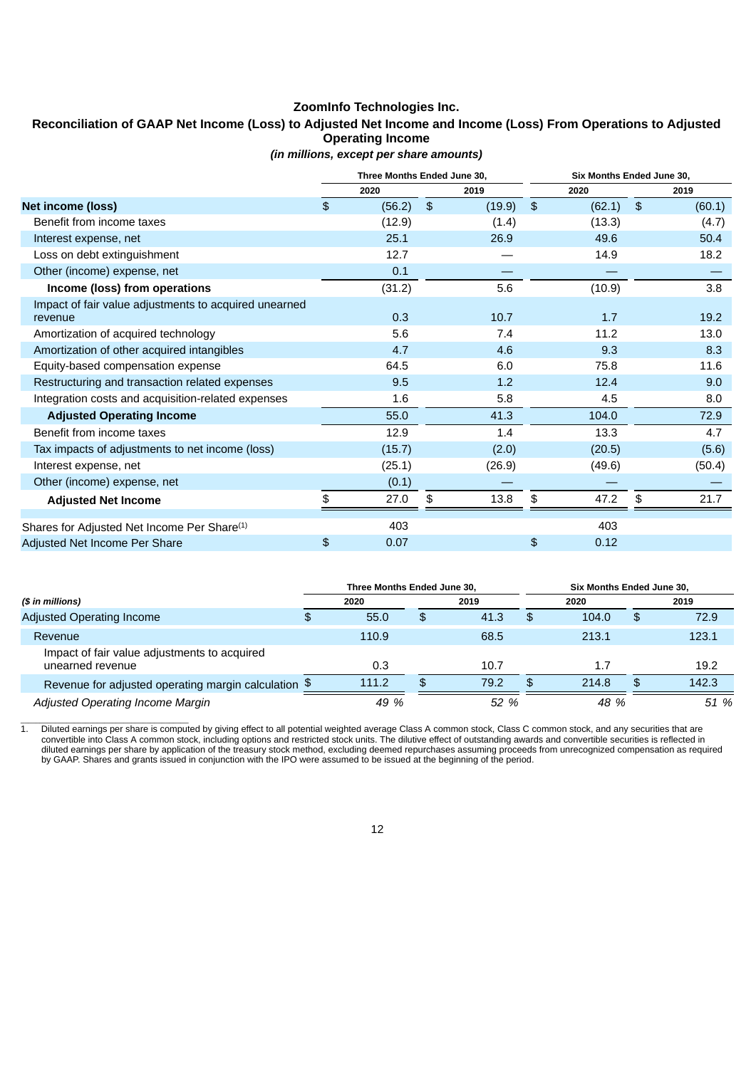## ZoomInfo Technologies Inc.

## Reconciliation of GAAP Net Income (Loss) to Adjusted Net Income and Income (Loss) From Operations to Adjusted Operating Income

*(in millions, except per share amounts)*

| | Three Months Ended June 30, | | Six Months Ended June 30, | |
|---|---|---|---|---|
| | 2020 | 2019 | 2020 | 2019 |
| **Net income (loss)** | $ (56.2) | $ (19.9) | $ (62.1) | $ (60.1) |
| Benefit from income taxes | (12.9) | (1.4) | (13.3) | (4.7) |
| Interest expense, net | 25.1 | 26.9 | 49.6 | 50.4 |
| Loss on debt extinguishment | 12.7 | — | 14.9 | 18.2 |
| Other (income) expense, net | 0.1 | — | — | — |
| **Income (loss) from operations** | (31.2) | 5.6 | (10.9) | 3.8 |
| Impact of fair value adjustments to acquired unearned revenue | 0.3 | 10.7 | 1.7 | 19.2 |
| Amortization of acquired technology | 5.6 | 7.4 | 11.2 | 13.0 |
| Amortization of other acquired intangibles | 4.7 | 4.6 | 9.3 | 8.3 |
| Equity-based compensation expense | 64.5 | 6.0 | 75.8 | 11.6 |
| Restructuring and transaction related expenses | 9.5 | 1.2 | 12.4 | 9.0 |
| Integration costs and acquisition-related expenses | 1.6 | 5.8 | 4.5 | 8.0 |
| **Adjusted Operating Income** | 55.0 | 41.3 | 104.0 | 72.9 |
| Benefit from income taxes | 12.9 | 1.4 | 13.3 | 4.7 |
| Tax impacts of adjustments to net income (loss) | (15.7) | (2.0) | (20.5) | (5.6) |
| Interest expense, net | (25.1) | (26.9) | (49.6) | (50.4) |
| Other (income) expense, net | (0.1) | — | — | — |
| **Adjusted Net Income** | $ 27.0 | $ 13.8 | $ 47.2 | $ 21.7 |
| | | | | |
| Shares for Adjusted Net Income Per Share[(1)] | 403 | | 403 | |
| Adjusted Net Income Per Share | $ 0.07 | | $ 0.12 | |

| | Three Months Ended June 30, | | Six Months Ended June 30, | |
|---|---|---|---|---|
| *($ in millions)* | 2020 | 2019 | 2020 | 2019 |
| Adjusted Operating Income | $ 55.0 | $ 41.3 | $ 104.0 | $ 72.9 |
| Revenue | 110.9 | 68.5 | 213.1 | 123.1 |
| Impact of fair value adjustments to acquired unearned revenue | 0.3 | 10.7 | 1.7 | 19.2 |
| Revenue for adjusted operating margin calculation | $ 111.2 | $ 79.2 | $ 214.8 | $ 142.3 |
| *Adjusted Operating Income Margin* | *49 %* | *52 %* | *48 %* | *51 %* |

1. Diluted earnings per share is computed by giving effect to all potential weighted average Class A common stock, Class C common stock, and any securities that are convertible into Class A common stock, including options and restricted stock units. The dilutive effect of outstanding awards and convertible securities is reflected in diluted earnings per share by application of the treasury stock method, excluding deemed repurchases assuming proceeds from unrecognized compensation as required by GAAP. Shares and grants issued in conjunction with the IPO were assumed to be issued at the beginning of the period.